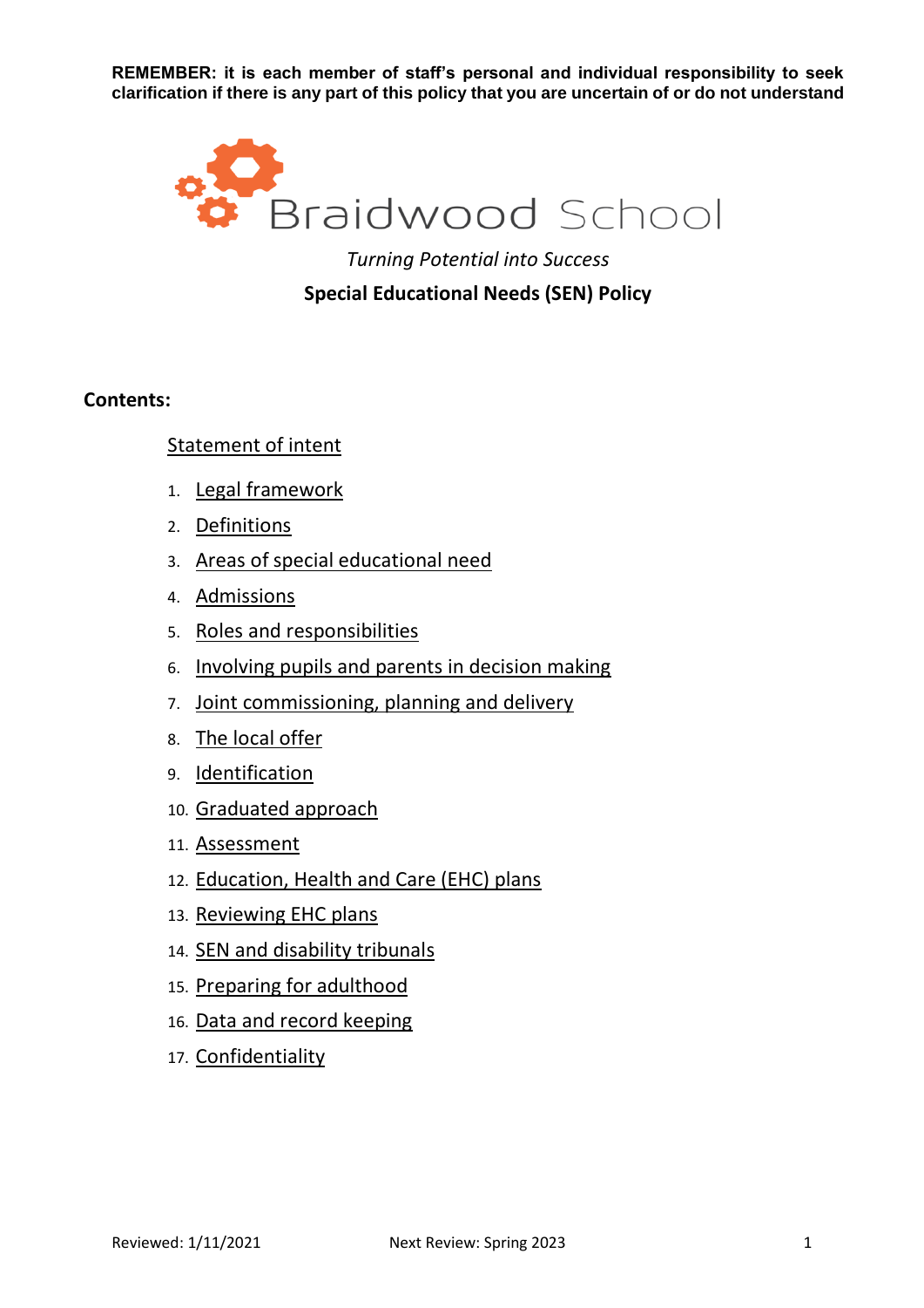**REMEMBER: it is each member of staff's personal and individual responsibility to seek clarification if there is any part of this policy that you are uncertain of or do not understand**

Braidwood School

*Turning Potential into Success*

# Special Educational Needs (SEN) Policy

**Contents:**

Statement of intent

1. Legal framework
2. Definitions
3. Areas of special educational need
4. Admissions
5. Roles and responsibilities
6. Involving pupils and parents in decision making
7. Joint commissioning, planning and delivery
8. The local offer
9. Identification
10. Graduated approach
11. Assessment
12. Education, Health and Care (EHC) plans
13. Reviewing EHC plans
14. SEN and disability tribunals
15. Preparing for adulthood
16. Data and record keeping
17. Confidentiality

Reviewed: 1/11/2021 Next Review: Spring 2023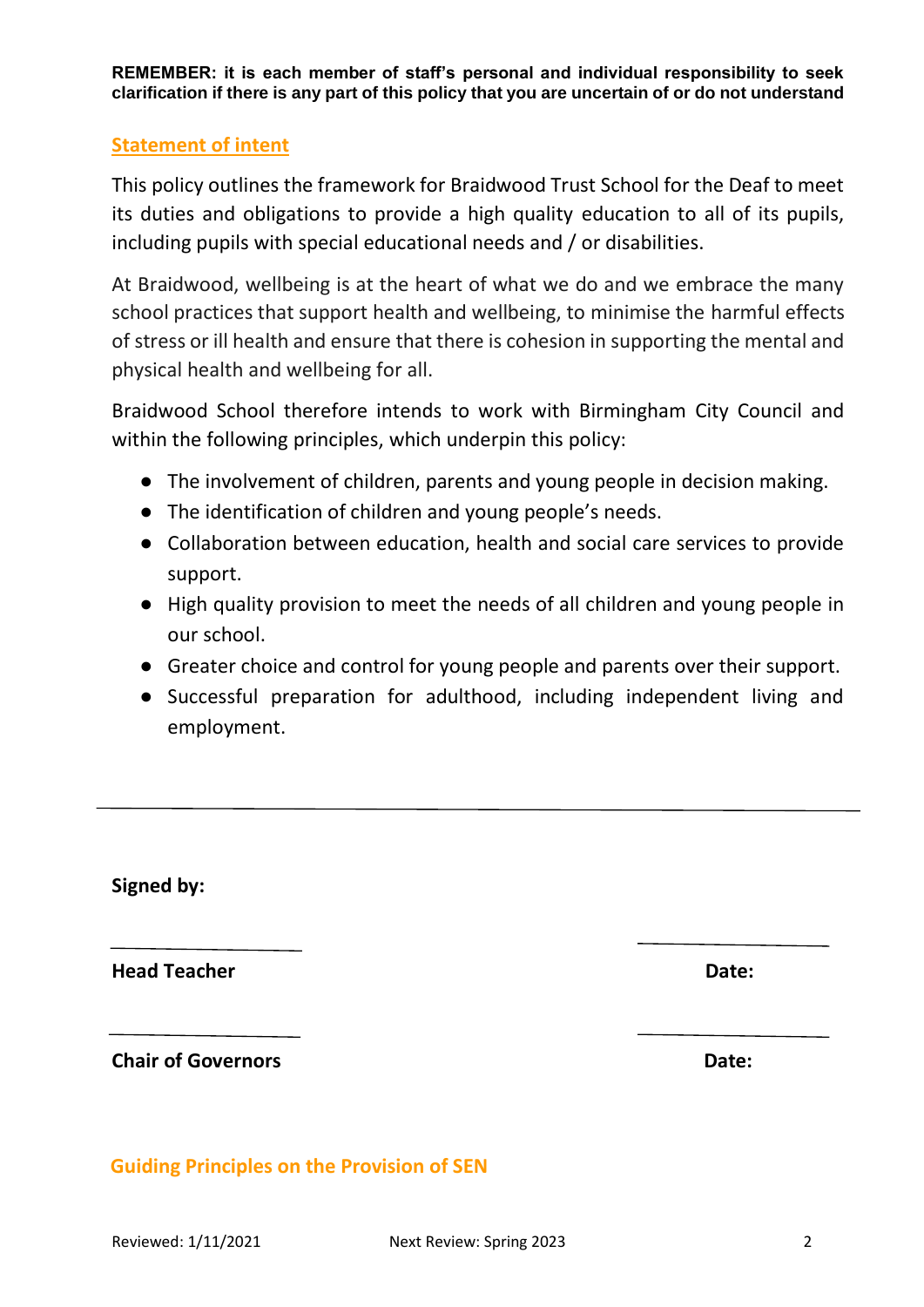**REMEMBER: it is each member of staff's personal and individual responsibility to seek clarification if there is any part of this policy that you are uncertain of or do not understand**

## Statement of intent

This policy outlines the framework for Braidwood Trust School for the Deaf to meet its duties and obligations to provide a high quality education to all of its pupils, including pupils with special educational needs and / or disabilities.

At Braidwood, wellbeing is at the heart of what we do and we embrace the many school practices that support health and wellbeing, to minimise the harmful effects of stress or ill health and ensure that there is cohesion in supporting the mental and physical health and wellbeing for all.

Braidwood School therefore intends to work with Birmingham City Council and within the following principles, which underpin this policy:

- The involvement of children, parents and young people in decision making.
- The identification of children and young people's needs.
- Collaboration between education, health and social care services to provide support.
- High quality provision to meet the needs of all children and young people in our school.
- Greater choice and control for young people and parents over their support.
- Successful preparation for adulthood, including independent living and employment.

---

**Signed by:**

______________________ ______________________

**Head Teacher** **Date:**

______________________ ______________________

**Chair of Governors** **Date:**

## Guiding Principles on the Provision of SEN

Reviewed: 1/11/2021 Next Review: Spring 2023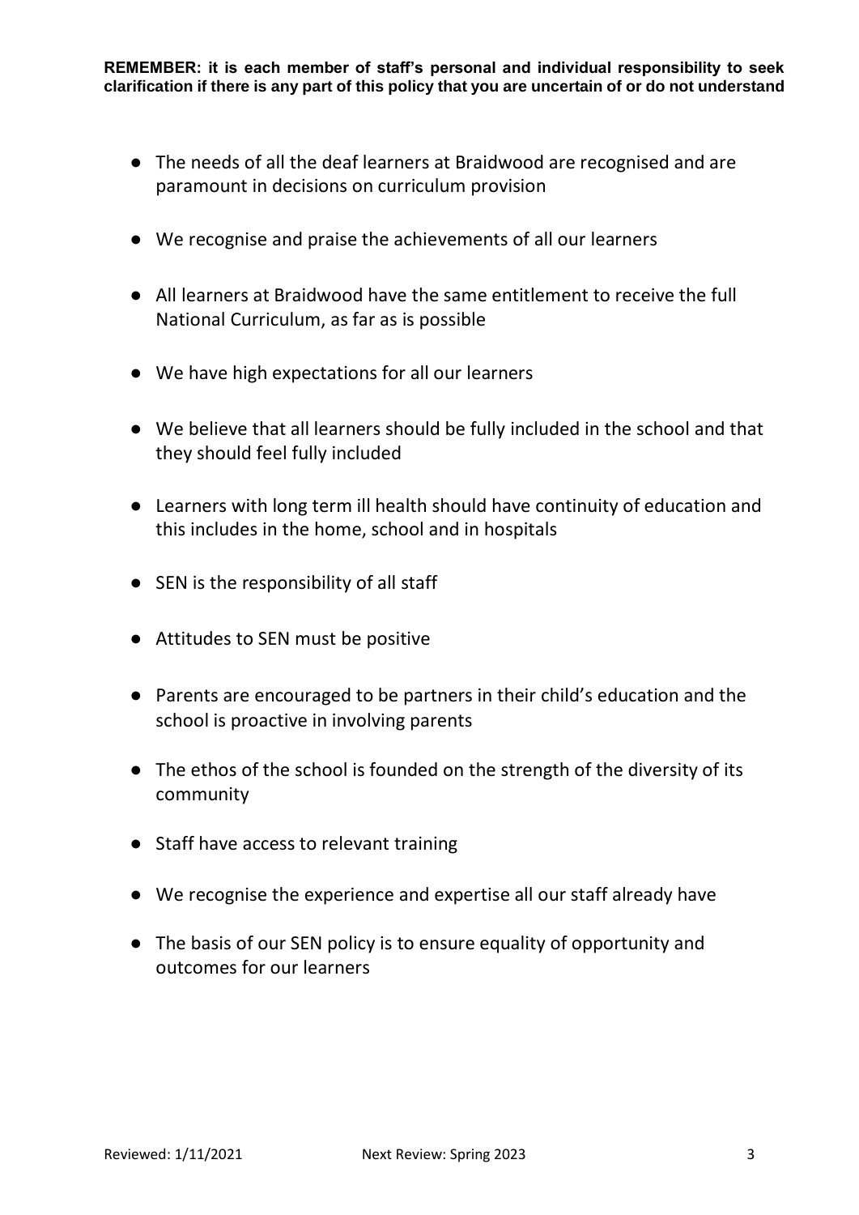- The needs of all the deaf learners at Braidwood are recognised and are paramount in decisions on curriculum provision
- We recognise and praise the achievements of all our learners
- All learners at Braidwood have the same entitlement to receive the full National Curriculum, as far as is possible
- We have high expectations for all our learners
- We believe that all learners should be fully included in the school and that they should feel fully included
- Learners with long term ill health should have continuity of education and this includes in the home, school and in hospitals
- SEN is the responsibility of all staff
- Attitudes to SEN must be positive
- Parents are encouraged to be partners in their child's education and the school is proactive in involving parents
- The ethos of the school is founded on the strength of the diversity of its community
- Staff have access to relevant training
- We recognise the experience and expertise all our staff already have
- The basis of our SEN policy is to ensure equality of opportunity and outcomes for our learners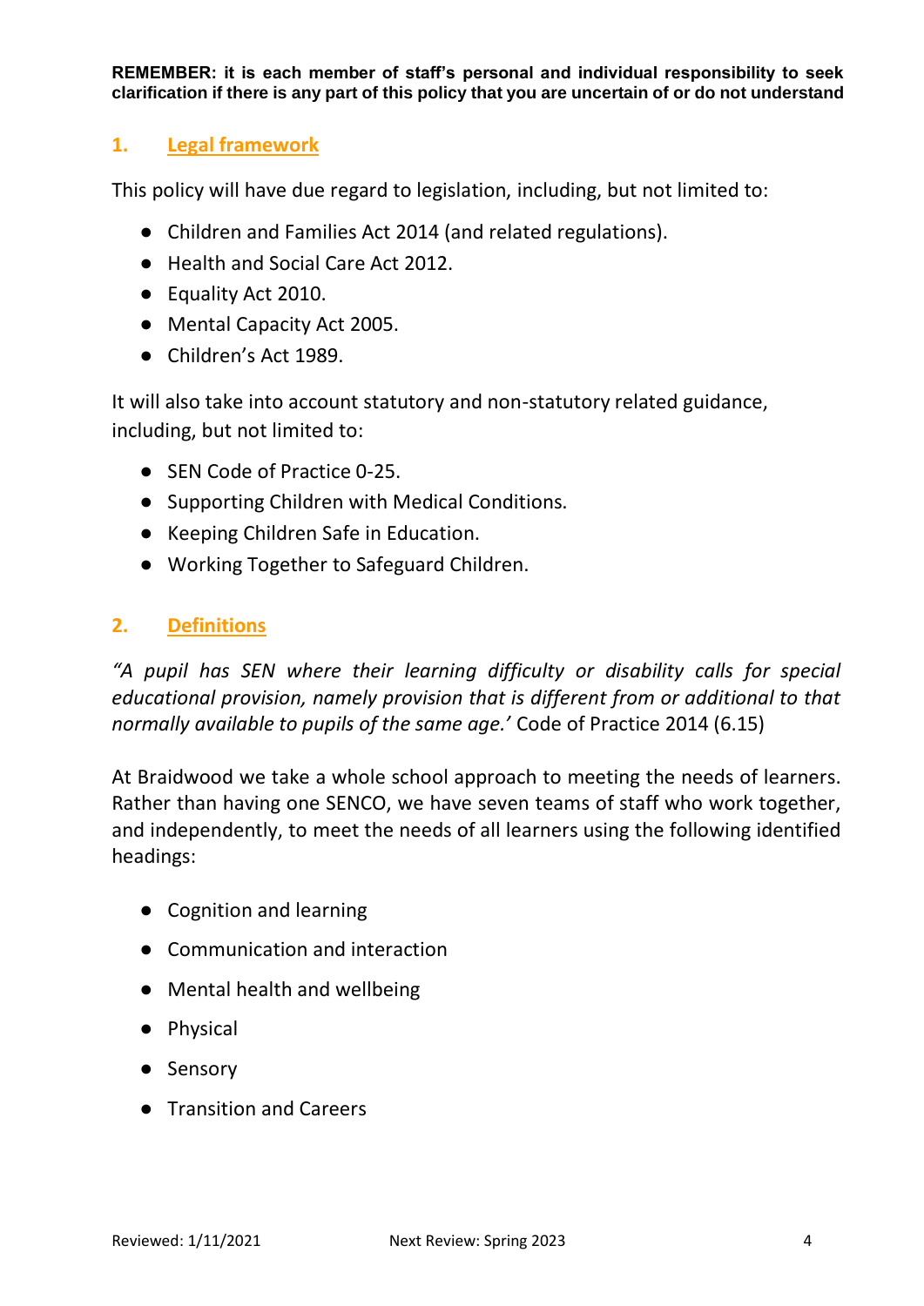**REMEMBER: it is each member of staff's personal and individual responsibility to seek clarification if there is any part of this policy that you are uncertain of or do not understand**

## 1. Legal framework

This policy will have due regard to legislation, including, but not limited to:

- Children and Families Act 2014 (and related regulations).
- Health and Social Care Act 2012.
- Equality Act 2010.
- Mental Capacity Act 2005.
- Children's Act 1989.

It will also take into account statutory and non-statutory related guidance, including, but not limited to:

- SEN Code of Practice 0-25.
- Supporting Children with Medical Conditions.
- Keeping Children Safe in Education.
- Working Together to Safeguard Children.

## 2. Definitions

*"A pupil has SEN where their learning difficulty or disability calls for special educational provision, namely provision that is different from or additional to that normally available to pupils of the same age.'* Code of Practice 2014 (6.15)

At Braidwood we take a whole school approach to meeting the needs of learners. Rather than having one SENCO, we have seven teams of staff who work together, and independently, to meet the needs of all learners using the following identified headings:

- Cognition and learning
- Communication and interaction
- Mental health and wellbeing
- Physical
- Sensory
- Transition and Careers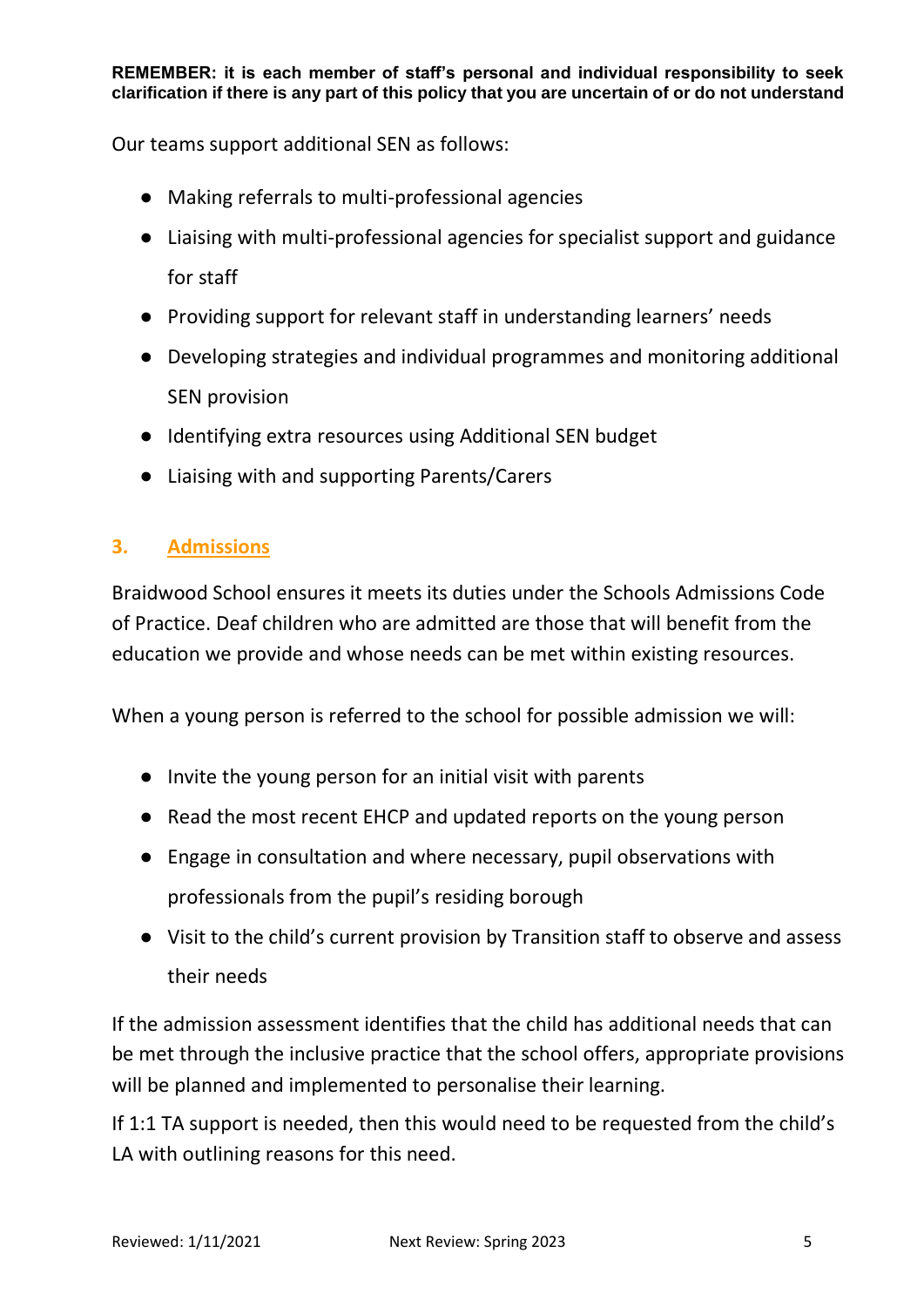**REMEMBER: it is each member of staff's personal and individual responsibility to seek clarification if there is any part of this policy that you are uncertain of or do not understand**

Our teams support additional SEN as follows:

- Making referrals to multi-professional agencies
- Liaising with multi-professional agencies for specialist support and guidance for staff
- Providing support for relevant staff in understanding learners' needs
- Developing strategies and individual programmes and monitoring additional SEN provision
- Identifying extra resources using Additional SEN budget
- Liaising with and supporting Parents/Carers

## 3. Admissions

Braidwood School ensures it meets its duties under the Schools Admissions Code of Practice. Deaf children who are admitted are those that will benefit from the education we provide and whose needs can be met within existing resources.

When a young person is referred to the school for possible admission we will:

- Invite the young person for an initial visit with parents
- Read the most recent EHCP and updated reports on the young person
- Engage in consultation and where necessary, pupil observations with professionals from the pupil's residing borough
- Visit to the child's current provision by Transition staff to observe and assess their needs

If the admission assessment identifies that the child has additional needs that can be met through the inclusive practice that the school offers, appropriate provisions will be planned and implemented to personalise their learning.

If 1:1 TA support is needed, then this would need to be requested from the child's LA with outlining reasons for this need.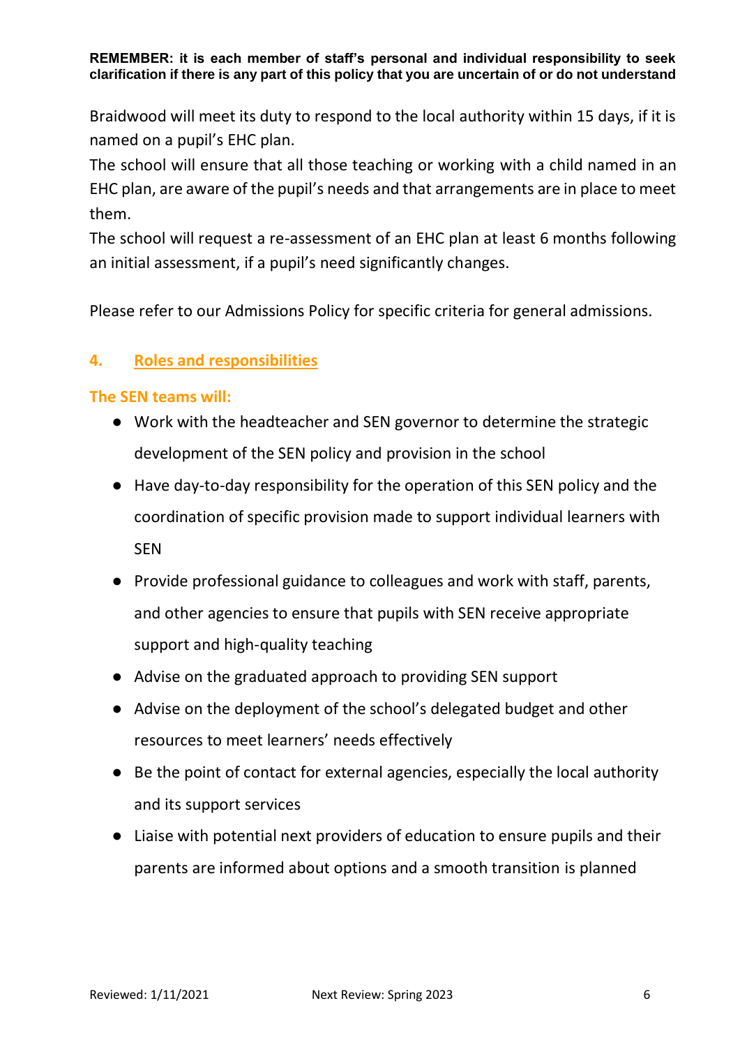Braidwood will meet its duty to respond to the local authority within 15 days, if it is named on a pupil's EHC plan.
The school will ensure that all those teaching or working with a child named in an EHC plan, are aware of the pupil's needs and that arrangements are in place to meet them.
The school will request a re-assessment of an EHC plan at least 6 months following an initial assessment, if a pupil's need significantly changes.

Please refer to our Admissions Policy for specific criteria for general admissions.

## 4. Roles and responsibilities

### The SEN teams will:

- Work with the headteacher and SEN governor to determine the strategic development of the SEN policy and provision in the school
- Have day-to-day responsibility for the operation of this SEN policy and the coordination of specific provision made to support individual learners with SEN
- Provide professional guidance to colleagues and work with staff, parents, and other agencies to ensure that pupils with SEN receive appropriate support and high-quality teaching
- Advise on the graduated approach to providing SEN support
- Advise on the deployment of the school's delegated budget and other resources to meet learners' needs effectively
- Be the point of contact for external agencies, especially the local authority and its support services
- Liaise with potential next providers of education to ensure pupils and their parents are informed about options and a smooth transition is planned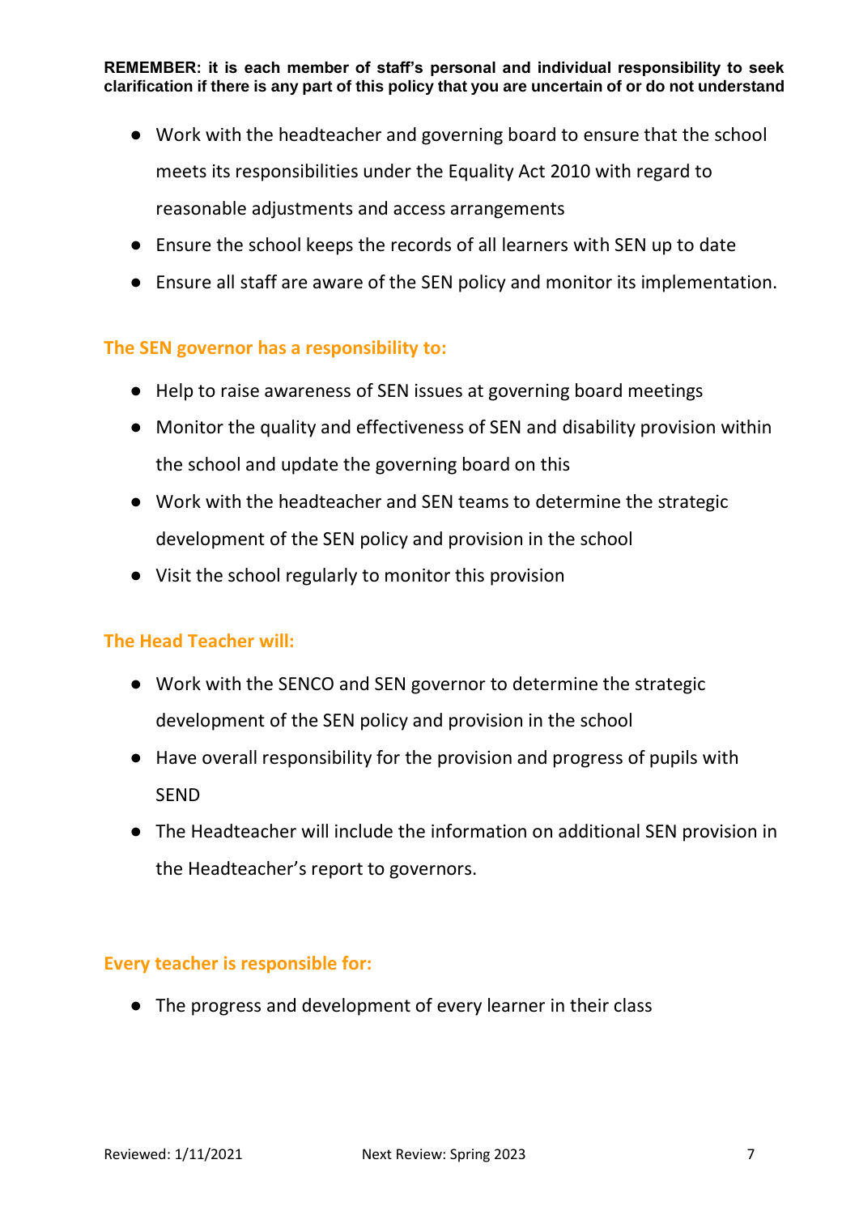**REMEMBER: it is each member of staff's personal and individual responsibility to seek clarification if there is any part of this policy that you are uncertain of or do not understand**

- Work with the headteacher and governing board to ensure that the school meets its responsibilities under the Equality Act 2010 with regard to reasonable adjustments and access arrangements
- Ensure the school keeps the records of all learners with SEN up to date
- Ensure all staff are aware of the SEN policy and monitor its implementation.

### The SEN governor has a responsibility to:

- Help to raise awareness of SEN issues at governing board meetings
- Monitor the quality and effectiveness of SEN and disability provision within the school and update the governing board on this
- Work with the headteacher and SEN teams to determine the strategic development of the SEN policy and provision in the school
- Visit the school regularly to monitor this provision

### The Head Teacher will:

- Work with the SENCO and SEN governor to determine the strategic development of the SEN policy and provision in the school
- Have overall responsibility for the provision and progress of pupils with SEND
- The Headteacher will include the information on additional SEN provision in the Headteacher's report to governors.

### Every teacher is responsible for:

- The progress and development of every learner in their class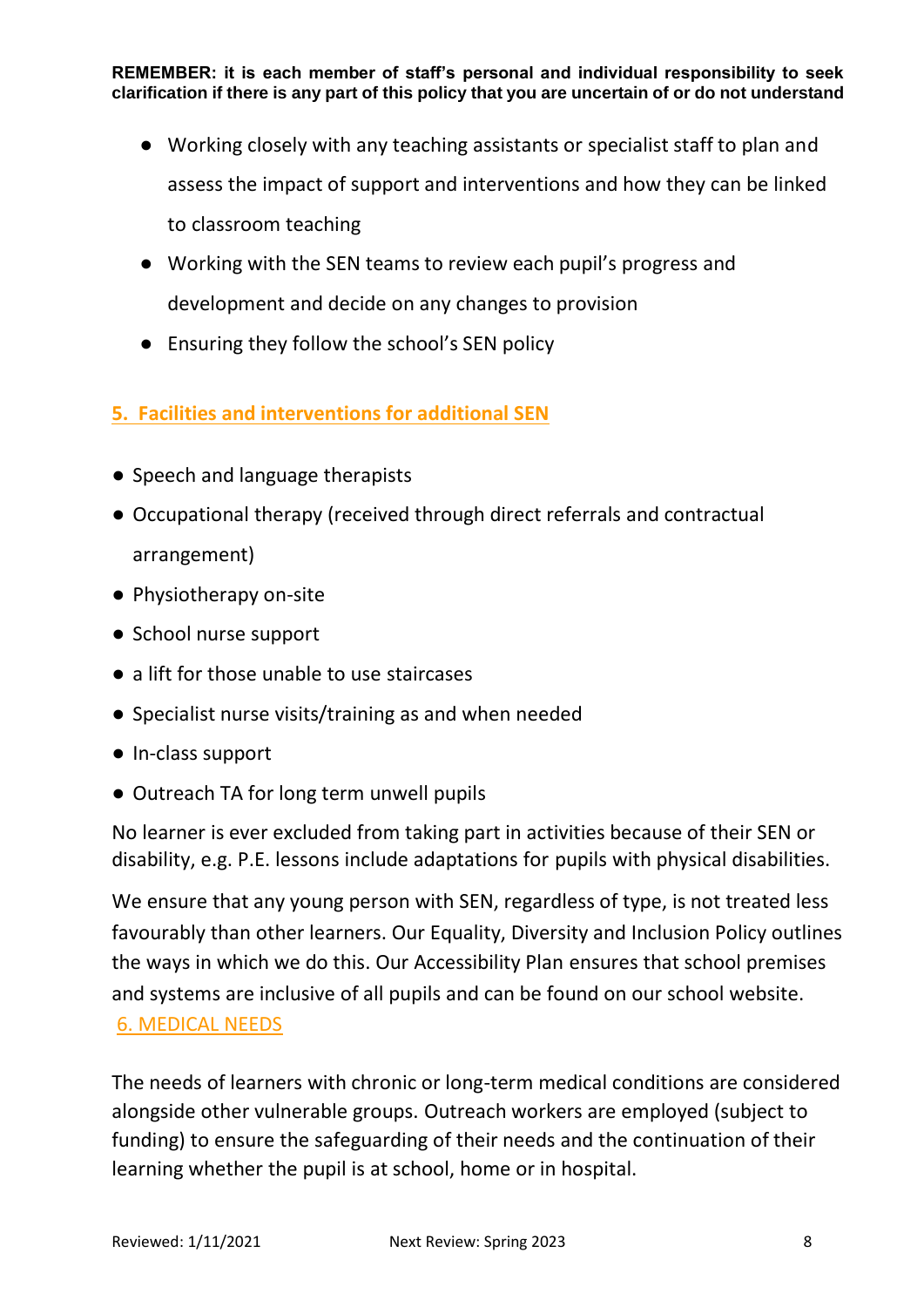**REMEMBER: it is each member of staff's personal and individual responsibility to seek clarification if there is any part of this policy that you are uncertain of or do not understand**

- Working closely with any teaching assistants or specialist staff to plan and assess the impact of support and interventions and how they can be linked to classroom teaching
- Working with the SEN teams to review each pupil's progress and development and decide on any changes to provision
- Ensuring they follow the school's SEN policy

## 5. Facilities and interventions for additional SEN

- Speech and language therapists
- Occupational therapy (received through direct referrals and contractual arrangement)
- Physiotherapy on-site
- School nurse support
- a lift for those unable to use staircases
- Specialist nurse visits/training as and when needed
- In-class support
- Outreach TA for long term unwell pupils

No learner is ever excluded from taking part in activities because of their SEN or disability, e.g. P.E. lessons include adaptations for pupils with physical disabilities.

We ensure that any young person with SEN, regardless of type, is not treated less favourably than other learners. Our Equality, Diversity and Inclusion Policy outlines the ways in which we do this. Our Accessibility Plan ensures that school premises and systems are inclusive of all pupils and can be found on our school website.

## 6. MEDICAL NEEDS

The needs of learners with chronic or long-term medical conditions are considered alongside other vulnerable groups. Outreach workers are employed (subject to funding) to ensure the safeguarding of their needs and the continuation of their learning whether the pupil is at school, home or in hospital.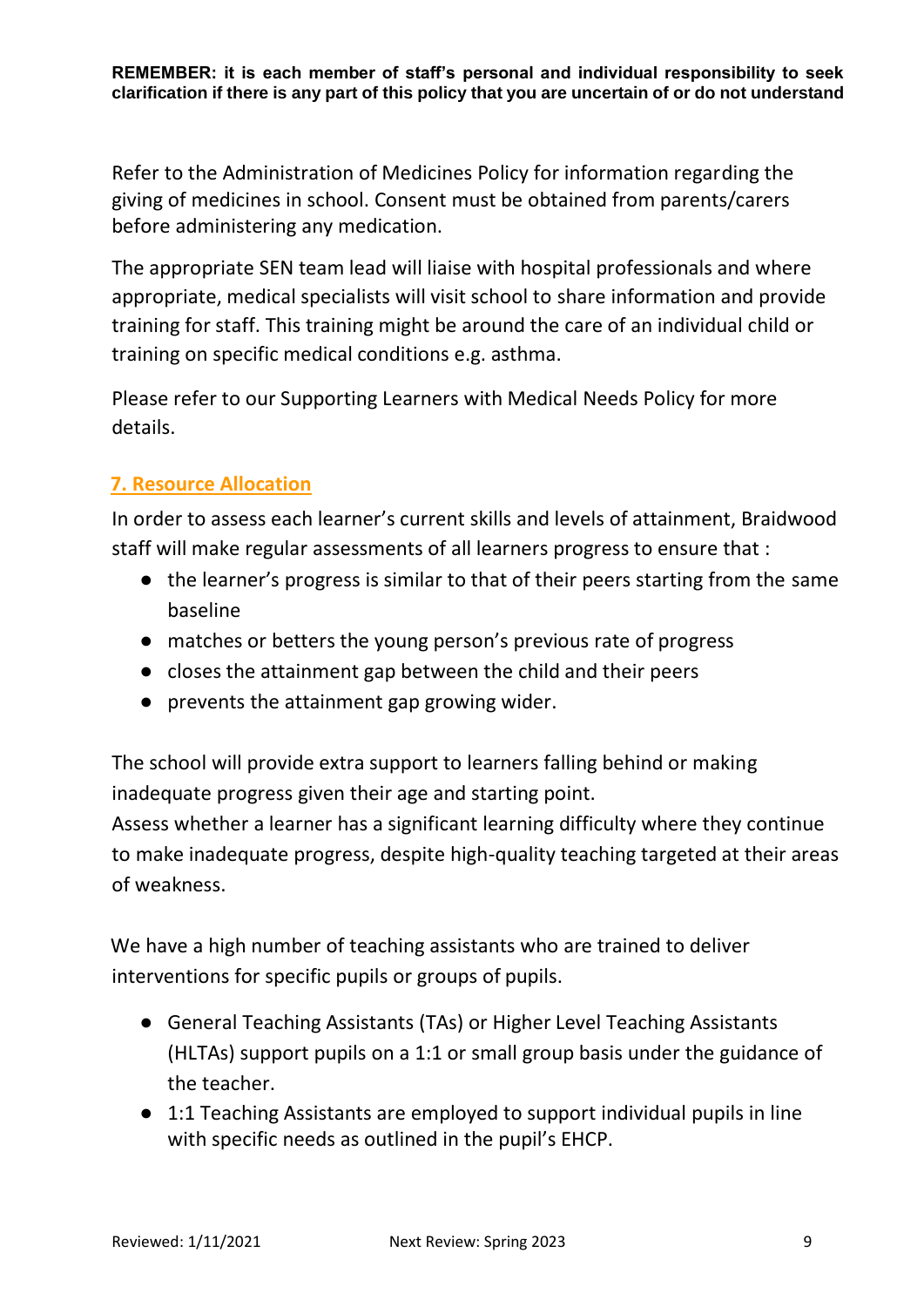**REMEMBER: it is each member of staff's personal and individual responsibility to seek clarification if there is any part of this policy that you are uncertain of or do not understand**

Refer to the Administration of Medicines Policy for information regarding the giving of medicines in school. Consent must be obtained from parents/carers before administering any medication.

The appropriate SEN team lead will liaise with hospital professionals and where appropriate, medical specialists will visit school to share information and provide training for staff. This training might be around the care of an individual child or training on specific medical conditions e.g. asthma.

Please refer to our Supporting Learners with Medical Needs Policy for more details.

## 7. Resource Allocation

In order to assess each learner's current skills and levels of attainment, Braidwood staff will make regular assessments of all learners progress to ensure that :

- the learner's progress is similar to that of their peers starting from the same baseline
- matches or betters the young person's previous rate of progress
- closes the attainment gap between the child and their peers
- prevents the attainment gap growing wider.

The school will provide extra support to learners falling behind or making inadequate progress given their age and starting point.
Assess whether a learner has a significant learning difficulty where they continue to make inadequate progress, despite high-quality teaching targeted at their areas of weakness.

We have a high number of teaching assistants who are trained to deliver interventions for specific pupils or groups of pupils.

- General Teaching Assistants (TAs) or Higher Level Teaching Assistants (HLTAs) support pupils on a 1:1 or small group basis under the guidance of the teacher.
- 1:1 Teaching Assistants are employed to support individual pupils in line with specific needs as outlined in the pupil's EHCP.

Reviewed: 1/11/2021 Next Review: Spring 2023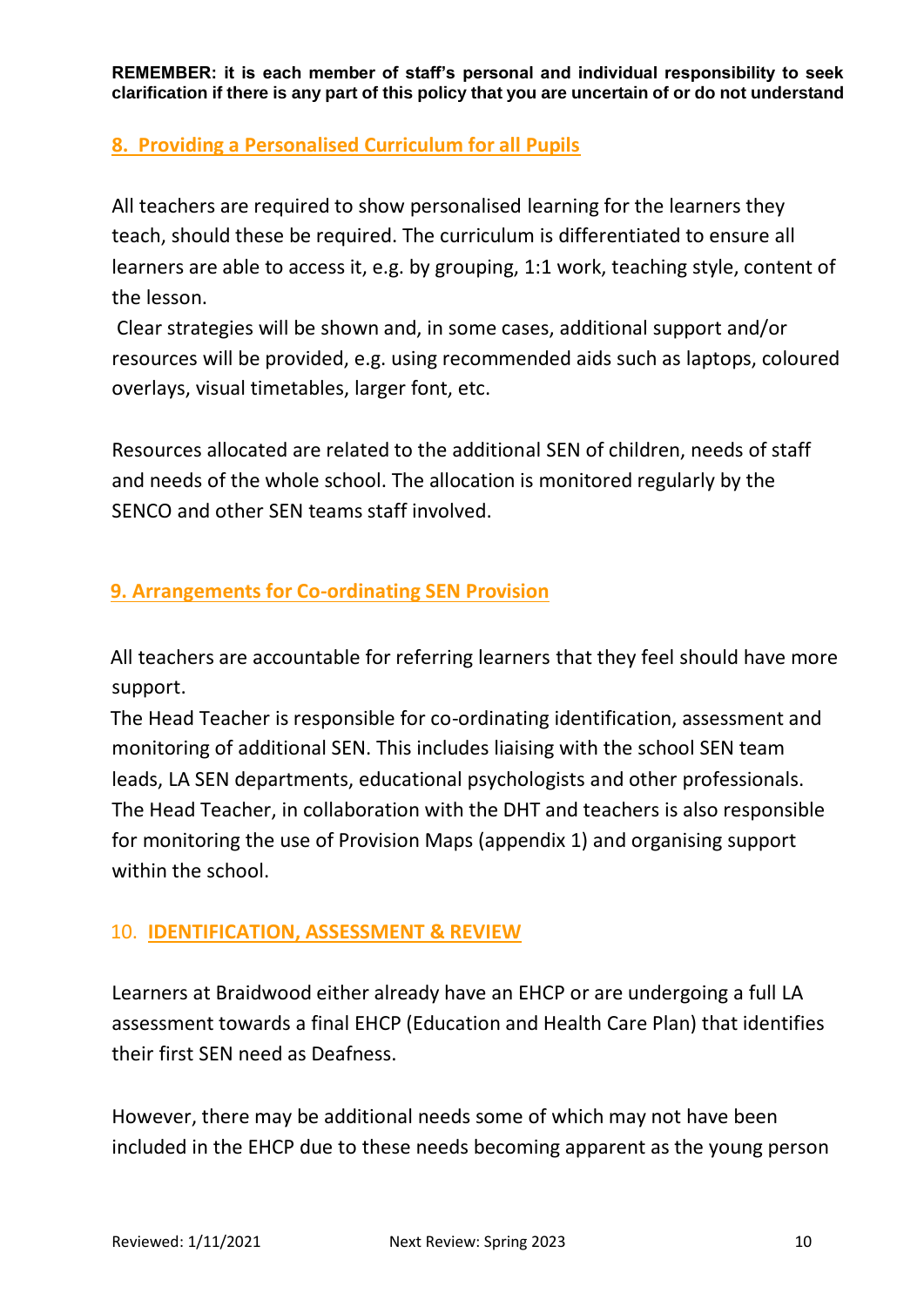**REMEMBER: it is each member of staff's personal and individual responsibility to seek clarification if there is any part of this policy that you are uncertain of or do not understand**

## 8. Providing a Personalised Curriculum for all Pupils

All teachers are required to show personalised learning for the learners they teach, should these be required. The curriculum is differentiated to ensure all learners are able to access it, e.g. by grouping, 1:1 work, teaching style, content of the lesson.

Clear strategies will be shown and, in some cases, additional support and/or resources will be provided, e.g. using recommended aids such as laptops, coloured overlays, visual timetables, larger font, etc.

Resources allocated are related to the additional SEN of children, needs of staff and needs of the whole school. The allocation is monitored regularly by the SENCO and other SEN teams staff involved.

## 9. Arrangements for Co-ordinating SEN Provision

All teachers are accountable for referring learners that they feel should have more support.

The Head Teacher is responsible for co-ordinating identification, assessment and monitoring of additional SEN. This includes liaising with the school SEN team leads, LA SEN departments, educational psychologists and other professionals. The Head Teacher, in collaboration with the DHT and teachers is also responsible for monitoring the use of Provision Maps (appendix 1) and organising support within the school.

## 10. IDENTIFICATION, ASSESSMENT & REVIEW

Learners at Braidwood either already have an EHCP or are undergoing a full LA assessment towards a final EHCP (Education and Health Care Plan) that identifies their first SEN need as Deafness.

However, there may be additional needs some of which may not have been included in the EHCP due to these needs becoming apparent as the young person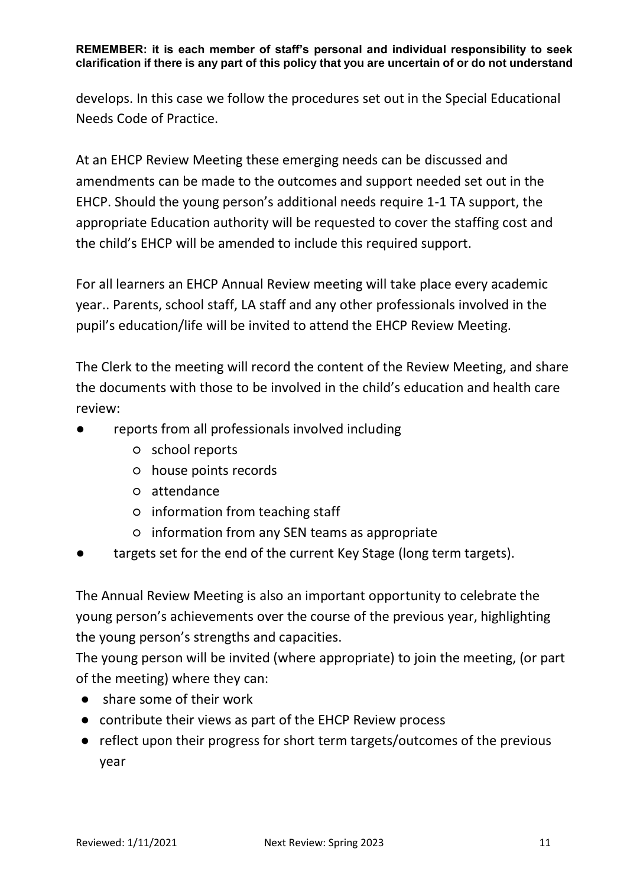develops. In this case we follow the procedures set out in the Special Educational Needs Code of Practice.

At an EHCP Review Meeting these emerging needs can be discussed and amendments can be made to the outcomes and support needed set out in the EHCP. Should the young person's additional needs require 1-1 TA support, the appropriate Education authority will be requested to cover the staffing cost and the child's EHCP will be amended to include this required support.

For all learners an EHCP Annual Review meeting will take place every academic year.. Parents, school staff, LA staff and any other professionals involved in the pupil's education/life will be invited to attend the EHCP Review Meeting.

The Clerk to the meeting will record the content of the Review Meeting, and share the documents with those to be involved in the child's education and health care review:

- reports from all professionals involved including
    - school reports
    - house points records
    - attendance
    - information from teaching staff
    - information from any SEN teams as appropriate
- targets set for the end of the current Key Stage (long term targets).

The Annual Review Meeting is also an important opportunity to celebrate the young person's achievements over the course of the previous year, highlighting the young person's strengths and capacities.

The young person will be invited (where appropriate) to join the meeting, (or part of the meeting) where they can:

- share some of their work
- contribute their views as part of the EHCP Review process
- reflect upon their progress for short term targets/outcomes of the previous year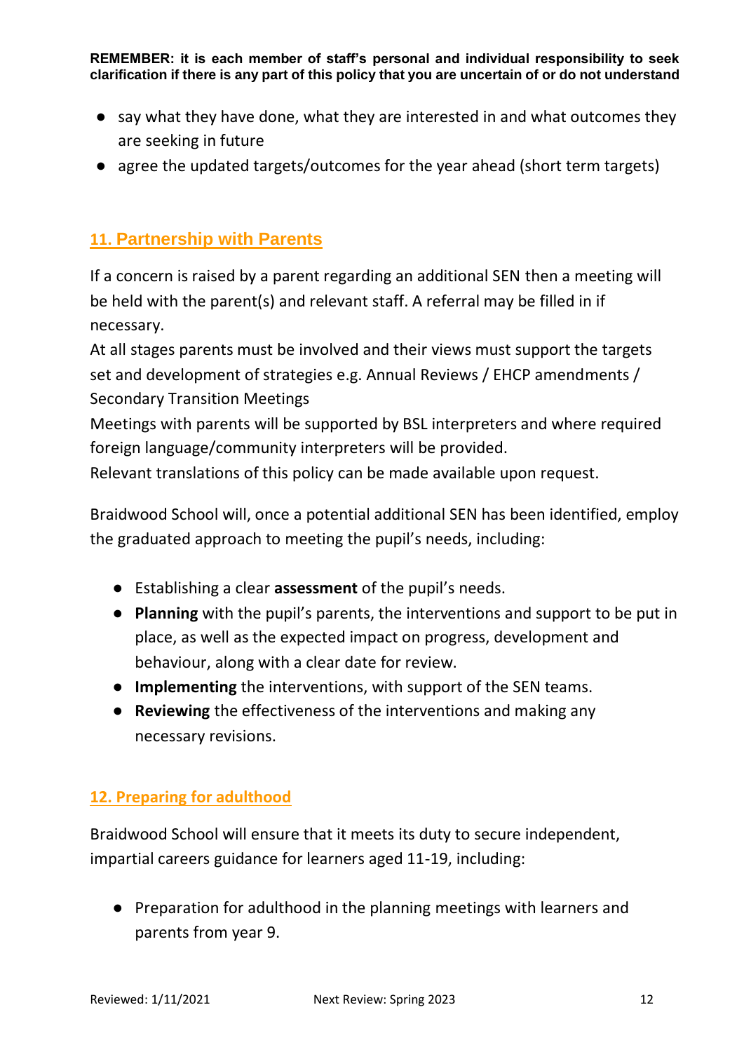- say what they have done, what they are interested in and what outcomes they are seeking in future
- agree the updated targets/outcomes for the year ahead (short term targets)

## 11. Partnership with Parents

If a concern is raised by a parent regarding an additional SEN then a meeting will be held with the parent(s) and relevant staff. A referral may be filled in if necessary.

At all stages parents must be involved and their views must support the targets set and development of strategies e.g. Annual Reviews / EHCP amendments / Secondary Transition Meetings

Meetings with parents will be supported by BSL interpreters and where required foreign language/community interpreters will be provided.

Relevant translations of this policy can be made available upon request.

Braidwood School will, once a potential additional SEN has been identified, employ the graduated approach to meeting the pupil's needs, including:

- Establishing a clear **assessment** of the pupil's needs.
- **Planning** with the pupil's parents, the interventions and support to be put in place, as well as the expected impact on progress, development and behaviour, along with a clear date for review.
- **Implementing** the interventions, with support of the SEN teams.
- **Reviewing** the effectiveness of the interventions and making any necessary revisions.

## 12. Preparing for adulthood

Braidwood School will ensure that it meets its duty to secure independent, impartial careers guidance for learners aged 11-19, including:

- Preparation for adulthood in the planning meetings with learners and parents from year 9.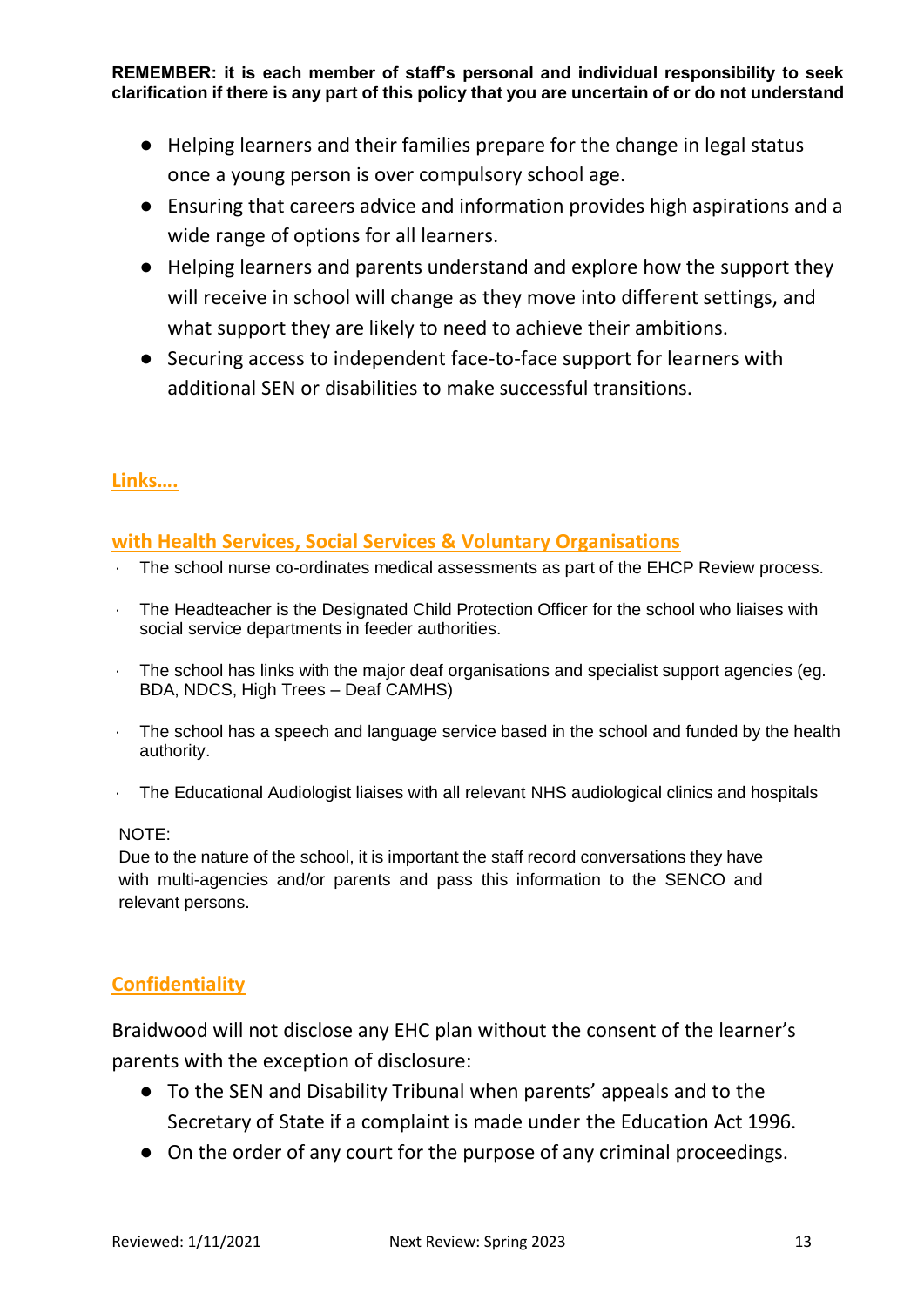**REMEMBER: it is each member of staff's personal and individual responsibility to seek clarification if there is any part of this policy that you are uncertain of or do not understand**

- Helping learners and their families prepare for the change in legal status once a young person is over compulsory school age.
- Ensuring that careers advice and information provides high aspirations and a wide range of options for all learners.
- Helping learners and parents understand and explore how the support they will receive in school will change as they move into different settings, and what support they are likely to need to achieve their ambitions.
- Securing access to independent face-to-face support for learners with additional SEN or disabilities to make successful transitions.

## Links….

### with Health Services, Social Services & Voluntary Organisations

- The school nurse co-ordinates medical assessments as part of the EHCP Review process.
- The Headteacher is the Designated Child Protection Officer for the school who liaises with social service departments in feeder authorities.
- The school has links with the major deaf organisations and specialist support agencies (eg. BDA, NDCS, High Trees – Deaf CAMHS)
- The school has a speech and language service based in the school and funded by the health authority.
- The Educational Audiologist liaises with all relevant NHS audiological clinics and hospitals

NOTE:
Due to the nature of the school, it is important the staff record conversations they have with multi-agencies and/or parents and pass this information to the SENCO and relevant persons.

## Confidentiality

Braidwood will not disclose any EHC plan without the consent of the learner's parents with the exception of disclosure:

- To the SEN and Disability Tribunal when parents' appeals and to the Secretary of State if a complaint is made under the Education Act 1996.
- On the order of any court for the purpose of any criminal proceedings.

Reviewed: 1/11/2021 Next Review: Spring 2023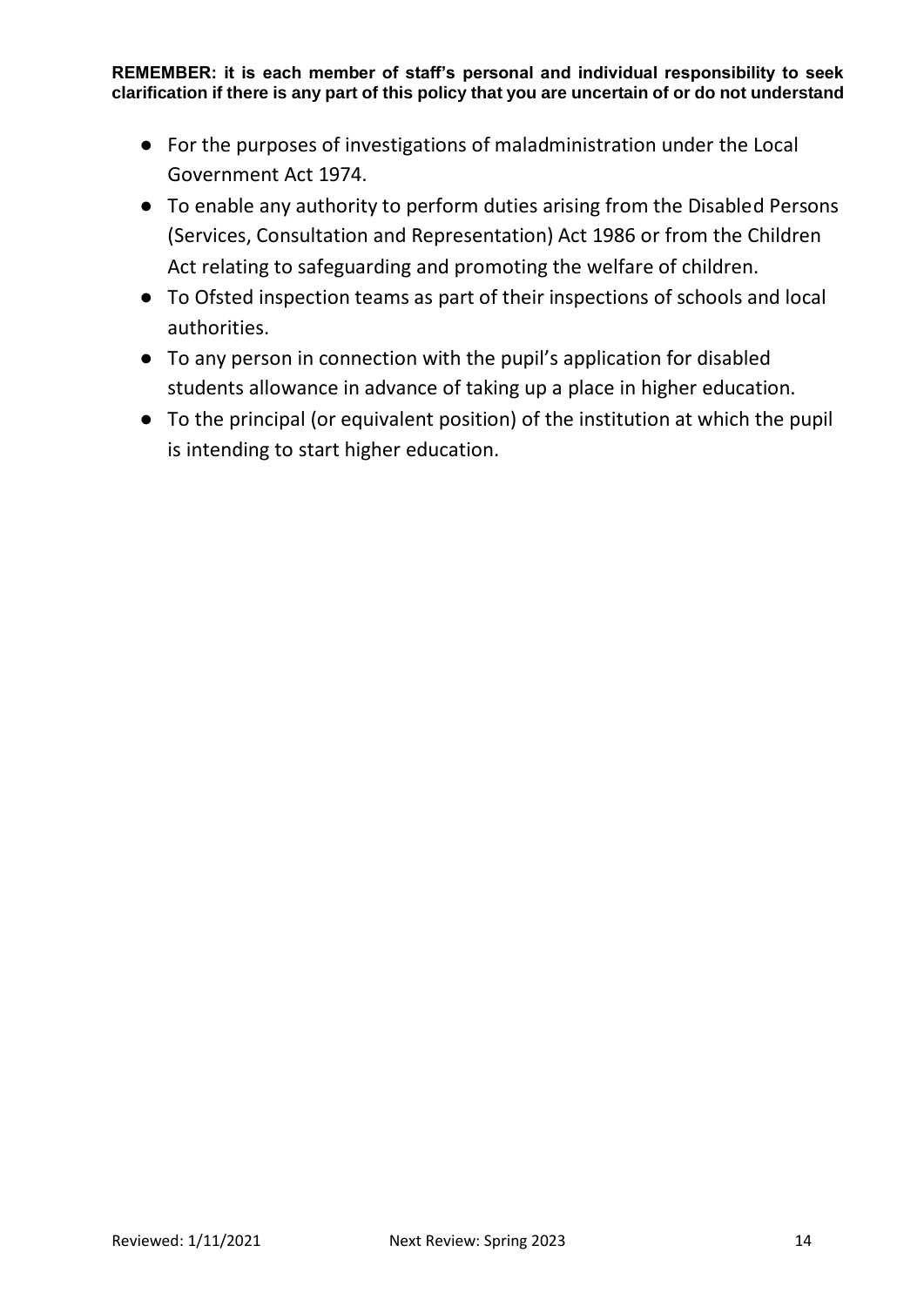- For the purposes of investigations of maladministration under the Local Government Act 1974.
- To enable any authority to perform duties arising from the Disabled Persons (Services, Consultation and Representation) Act 1986 or from the Children Act relating to safeguarding and promoting the welfare of children.
- To Ofsted inspection teams as part of their inspections of schools and local authorities.
- To any person in connection with the pupil's application for disabled students allowance in advance of taking up a place in higher education.
- To the principal (or equivalent position) of the institution at which the pupil is intending to start higher education.